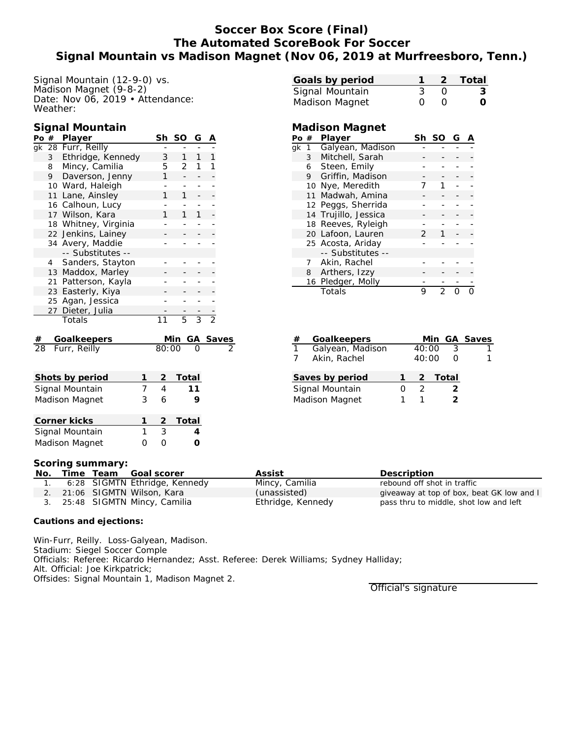# Soccer Box Score (Final)
## The Automated ScoreBook For Soccer
## Signal Mountain vs Madison Magnet (Nov 06, 2019 at Murfreesboro, Tenn.)

Signal Mountain (12-9-0) vs.
Madison Magnet (9-8-2)
Date: Nov 06, 2019 • Attendance:
Weather:

| Goals by period | 1 | 2 | Total |
|---|---|---|---|
| Signal Mountain | 3 | 0 | 3 |
| Madison Magnet | 0 | 0 | 0 |

### Signal Mountain

| Po | # | Player | Sh | SO | G | A |
|---|---|---|---|---|---|---|
| gk | 28 | Furr, Reilly | - | - | - | - |
| | 3 | Ethridge, Kennedy | 3 | 1 | 1 | 1 |
| | 8 | Mincy, Camilia | 5 | 2 | 1 | 1 |
| | 9 | Daverson, Jenny | 1 | - | - | - |
| | 10 | Ward, Haleigh | - | - | - | - |
| | 11 | Lane, Ainsley | 1 | 1 | - | - |
| | 16 | Calhoun, Lucy | - | - | - | - |
| | 17 | Wilson, Kara | 1 | 1 | 1 | - |
| | 18 | Whitney, Virginia | - | - | - | - |
| | 22 | Jenkins, Lainey | - | - | - | - |
| | 34 | Avery, Maddie | - | - | - | - |
| | | -- Substitutes -- | | | | |
| | 4 | Sanders, Stayton | - | - | - | - |
| | 13 | Maddox, Marley | - | - | - | - |
| | 21 | Patterson, Kayla | - | - | - | - |
| | 23 | Easterly, Kiya | - | - | - | - |
| | 25 | Agan, Jessica | - | - | - | - |
| | 27 | Dieter, Julia | - | - | - | - |
| | | Totals | 11 | 5 | 3 | 2 |

### Madison Magnet

| Po | # | Player | Sh | SO | G | A |
|---|---|---|---|---|---|---|
| gk | 1 | Galyean, Madison | - | - | - | - |
| | 3 | Mitchell, Sarah | - | - | - | - |
| | 6 | Steen, Emily | - | - | - | - |
| | 9 | Griffin, Madison | - | - | - | - |
| | 10 | Nye, Meredith | 7 | 1 | - | - |
| | 11 | Madwah, Amina | - | - | - | - |
| | 12 | Peggs, Sherrida | - | - | - | - |
| | 14 | Trujillo, Jessica | - | - | - | - |
| | 18 | Reeves, Ryleigh | - | - | - | - |
| | 20 | Lafoon, Lauren | 2 | 1 | - | - |
| | 25 | Acosta, Ariday | - | - | - | - |
| | | -- Substitutes -- | | | | |
| | 7 | Akin, Rachel | - | - | - | - |
| | 8 | Arthers, Izzy | - | - | - | - |
| | 16 | Pledger, Molly | - | - | - | - |
| | | Totals | 9 | 2 | 0 | 0 |

| # | Goalkeepers | Min | GA | Saves |
|---|---|---|---|---|
| 28 | Furr, Reilly | 80:00 | 0 | 2 |

| # | Goalkeepers | Min | GA | Saves |
|---|---|---|---|---|
| 1 | Galyean, Madison | 40:00 | 3 | 1 |
| 7 | Akin, Rachel | 40:00 | 0 | 1 |

| Shots by period | 1 | 2 | Total |
|---|---|---|---|
| Signal Mountain | 7 | 4 | 11 |
| Madison Magnet | 3 | 6 | 9 |

| Saves by period | 1 | 2 | Total |
|---|---|---|---|
| Signal Mountain | 0 | 2 | 2 |
| Madison Magnet | 1 | 1 | 2 |

| Corner kicks | 1 | 2 | Total |
|---|---|---|---|
| Signal Mountain | 1 | 3 | 4 |
| Madison Magnet | 0 | 0 | 0 |

**Scoring summary:**

| No. | Time | Team | Goal scorer | Assist | Description |
|---|---|---|---|---|---|
| 1. | 6:28 | SIGMTN | Ethridge, Kennedy | Mincy, Camilia | rebound off shot in traffic |
| 2. | 21:06 | SIGMTN | Wilson, Kara | (unassisted) | giveaway at top of box, beat GK low and l |
| 3. | 25:48 | SIGMTN | Mincy, Camilia | Ethridge, Kennedy | pass thru to middle, shot low and left |

**Cautions and ejections:**

Win-Furr, Reilly. Loss-Galyean, Madison.
Stadium: Siegel Soccer Comple
Officials: Referee: Ricardo Hernandez; Asst. Referee: Derek Williams; Sydney Halliday;
Alt. Official: Joe Kirkpatrick;
Offsides: Signal Mountain 1, Madison Magnet 2.

Official's signature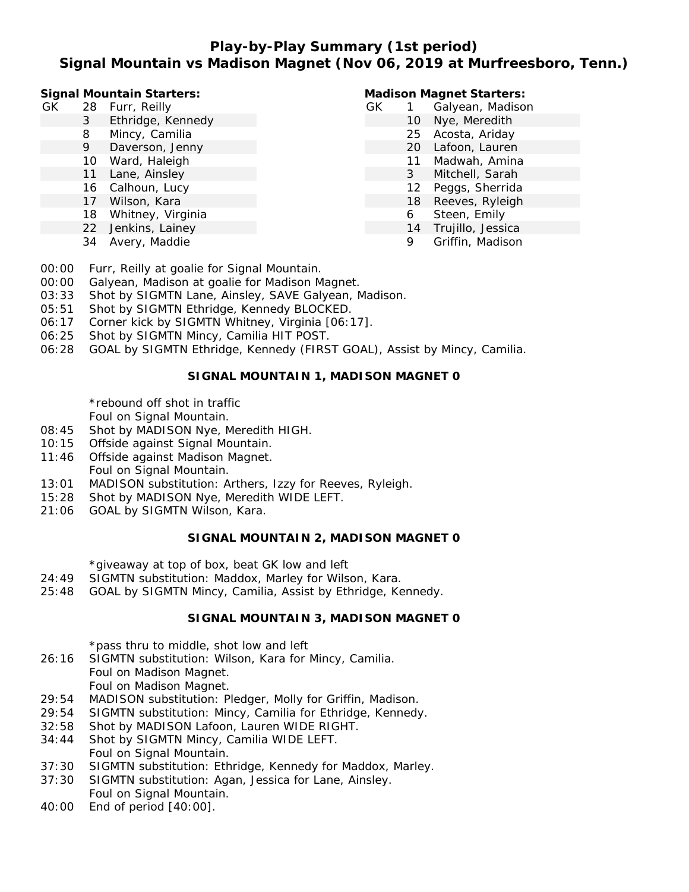# Play-by-Play Summary (1st period)
## Signal Mountain vs Madison Magnet (Nov 06, 2019 at Murfreesboro, Tenn.)

**Signal Mountain Starters:**

| | | |
|---|---|---|
| GK | 28 | Furr, Reilly |
| | 3 | Ethridge, Kennedy |
| | 8 | Mincy, Camilia |
| | 9 | Daverson, Jenny |
| | 10 | Ward, Haleigh |
| | 11 | Lane, Ainsley |
| | 16 | Calhoun, Lucy |
| | 17 | Wilson, Kara |
| | 18 | Whitney, Virginia |
| | 22 | Jenkins, Lainey |
| | 34 | Avery, Maddie |

**Madison Magnet Starters:**

| | | |
|---|---|---|
| GK | 1 | Galyean, Madison |
| | 10 | Nye, Meredith |
| | 25 | Acosta, Ariday |
| | 20 | Lafoon, Lauren |
| | 11 | Madwah, Amina |
| | 3 | Mitchell, Sarah |
| | 12 | Peggs, Sherrida |
| | 18 | Reeves, Ryleigh |
| | 6 | Steen, Emily |
| | 14 | Trujillo, Jessica |
| | 9 | Griffin, Madison |

00:00 Furr, Reilly at goalie for Signal Mountain.
00:00 Galyean, Madison at goalie for Madison Magnet.
03:33 Shot by SIGMTN Lane, Ainsley, SAVE Galyean, Madison.
05:51 Shot by SIGMTN Ethridge, Kennedy BLOCKED.
06:17 Corner kick by SIGMTN Whitney, Virginia [06:17].
06:25 Shot by SIGMTN Mincy, Camilia HIT POST.
06:28 GOAL by SIGMTN Ethridge, Kennedy (FIRST GOAL), Assist by Mincy, Camilia.

**SIGNAL MOUNTAIN 1, MADISON MAGNET 0**

*rebound off shot in traffic
Foul on Signal Mountain.
08:45 Shot by MADISON Nye, Meredith HIGH.
10:15 Offside against Signal Mountain.
11:46 Offside against Madison Magnet.
Foul on Signal Mountain.
13:01 MADISON substitution: Arthers, Izzy for Reeves, Ryleigh.
15:28 Shot by MADISON Nye, Meredith WIDE LEFT.
21:06 GOAL by SIGMTN Wilson, Kara.

**SIGNAL MOUNTAIN 2, MADISON MAGNET 0**

*giveaway at top of box, beat GK low and left
24:49 SIGMTN substitution: Maddox, Marley for Wilson, Kara.
25:48 GOAL by SIGMTN Mincy, Camilia, Assist by Ethridge, Kennedy.

**SIGNAL MOUNTAIN 3, MADISON MAGNET 0**

*pass thru to middle, shot low and left
26:16 SIGMTN substitution: Wilson, Kara for Mincy, Camilia.
Foul on Madison Magnet.
Foul on Madison Magnet.
29:54 MADISON substitution: Pledger, Molly for Griffin, Madison.
29:54 SIGMTN substitution: Mincy, Camilia for Ethridge, Kennedy.
32:58 Shot by MADISON Lafoon, Lauren WIDE RIGHT.
34:44 Shot by SIGMTN Mincy, Camilia WIDE LEFT.
Foul on Signal Mountain.
37:30 SIGMTN substitution: Ethridge, Kennedy for Maddox, Marley.
37:30 SIGMTN substitution: Agan, Jessica for Lane, Ainsley.
Foul on Signal Mountain.
40:00 End of period [40:00].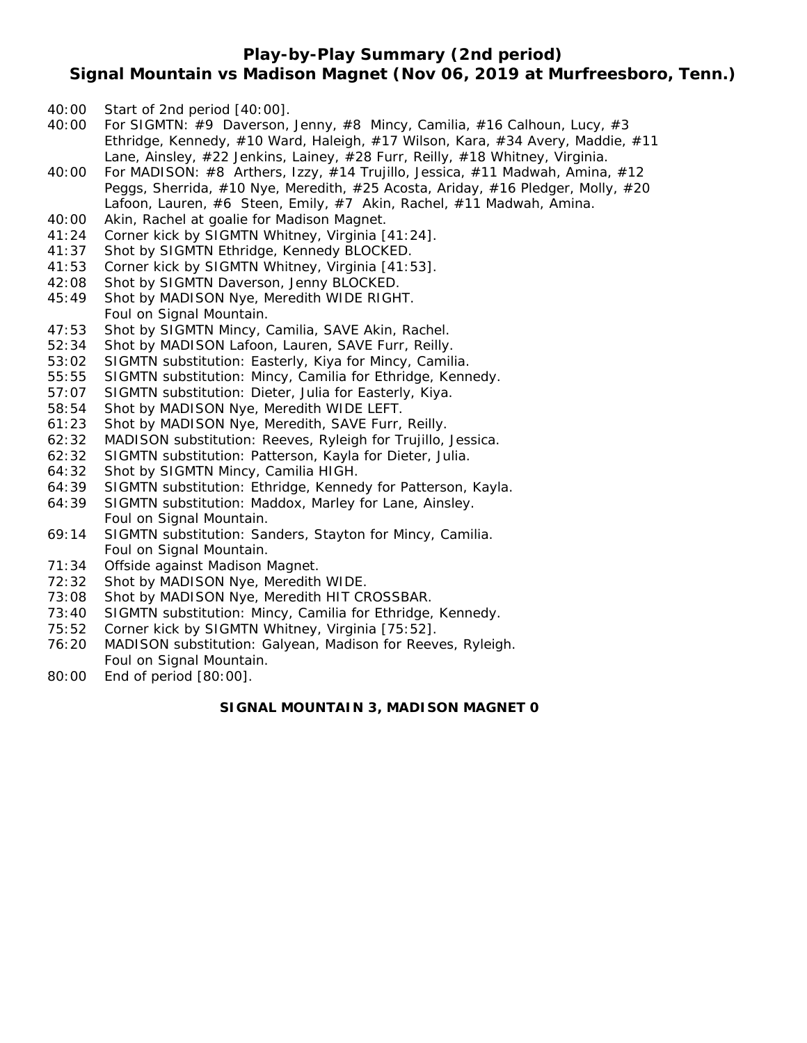## Play-by-Play Summary (2nd period)
## Signal Mountain vs Madison Magnet (Nov 06, 2019 at Murfreesboro, Tenn.)

40:00 Start of 2nd period [40:00].
40:00 For SIGMTN: #9 Daverson, Jenny, #8 Mincy, Camilia, #16 Calhoun, Lucy, #3 Ethridge, Kennedy, #10 Ward, Haleigh, #17 Wilson, Kara, #34 Avery, Maddie, #11 Lane, Ainsley, #22 Jenkins, Lainey, #28 Furr, Reilly, #18 Whitney, Virginia.
40:00 For MADISON: #8 Arthers, Izzy, #14 Trujillo, Jessica, #11 Madwah, Amina, #12 Peggs, Sherrida, #10 Nye, Meredith, #25 Acosta, Ariday, #16 Pledger, Molly, #20 Lafoon, Lauren, #6 Steen, Emily, #7 Akin, Rachel, #11 Madwah, Amina.
40:00 Akin, Rachel at goalie for Madison Magnet.
41:24 Corner kick by SIGMTN Whitney, Virginia [41:24].
41:37 Shot by SIGMTN Ethridge, Kennedy BLOCKED.
41:53 Corner kick by SIGMTN Whitney, Virginia [41:53].
42:08 Shot by SIGMTN Daverson, Jenny BLOCKED.
45:49 Shot by MADISON Nye, Meredith WIDE RIGHT.
Foul on Signal Mountain.
47:53 Shot by SIGMTN Mincy, Camilia, SAVE Akin, Rachel.
52:34 Shot by MADISON Lafoon, Lauren, SAVE Furr, Reilly.
53:02 SIGMTN substitution: Easterly, Kiya for Mincy, Camilia.
55:55 SIGMTN substitution: Mincy, Camilia for Ethridge, Kennedy.
57:07 SIGMTN substitution: Dieter, Julia for Easterly, Kiya.
58:54 Shot by MADISON Nye, Meredith WIDE LEFT.
61:23 Shot by MADISON Nye, Meredith, SAVE Furr, Reilly.
62:32 MADISON substitution: Reeves, Ryleigh for Trujillo, Jessica.
62:32 SIGMTN substitution: Patterson, Kayla for Dieter, Julia.
64:32 Shot by SIGMTN Mincy, Camilia HIGH.
64:39 SIGMTN substitution: Ethridge, Kennedy for Patterson, Kayla.
64:39 SIGMTN substitution: Maddox, Marley for Lane, Ainsley.
Foul on Signal Mountain.
69:14 SIGMTN substitution: Sanders, Stayton for Mincy, Camilia.
Foul on Signal Mountain.
71:34 Offside against Madison Magnet.
72:32 Shot by MADISON Nye, Meredith WIDE.
73:08 Shot by MADISON Nye, Meredith HIT CROSSBAR.
73:40 SIGMTN substitution: Mincy, Camilia for Ethridge, Kennedy.
75:52 Corner kick by SIGMTN Whitney, Virginia [75:52].
76:20 MADISON substitution: Galyean, Madison for Reeves, Ryleigh.
Foul on Signal Mountain.
80:00 End of period [80:00].

**SIGNAL MOUNTAIN 3, MADISON MAGNET 0**